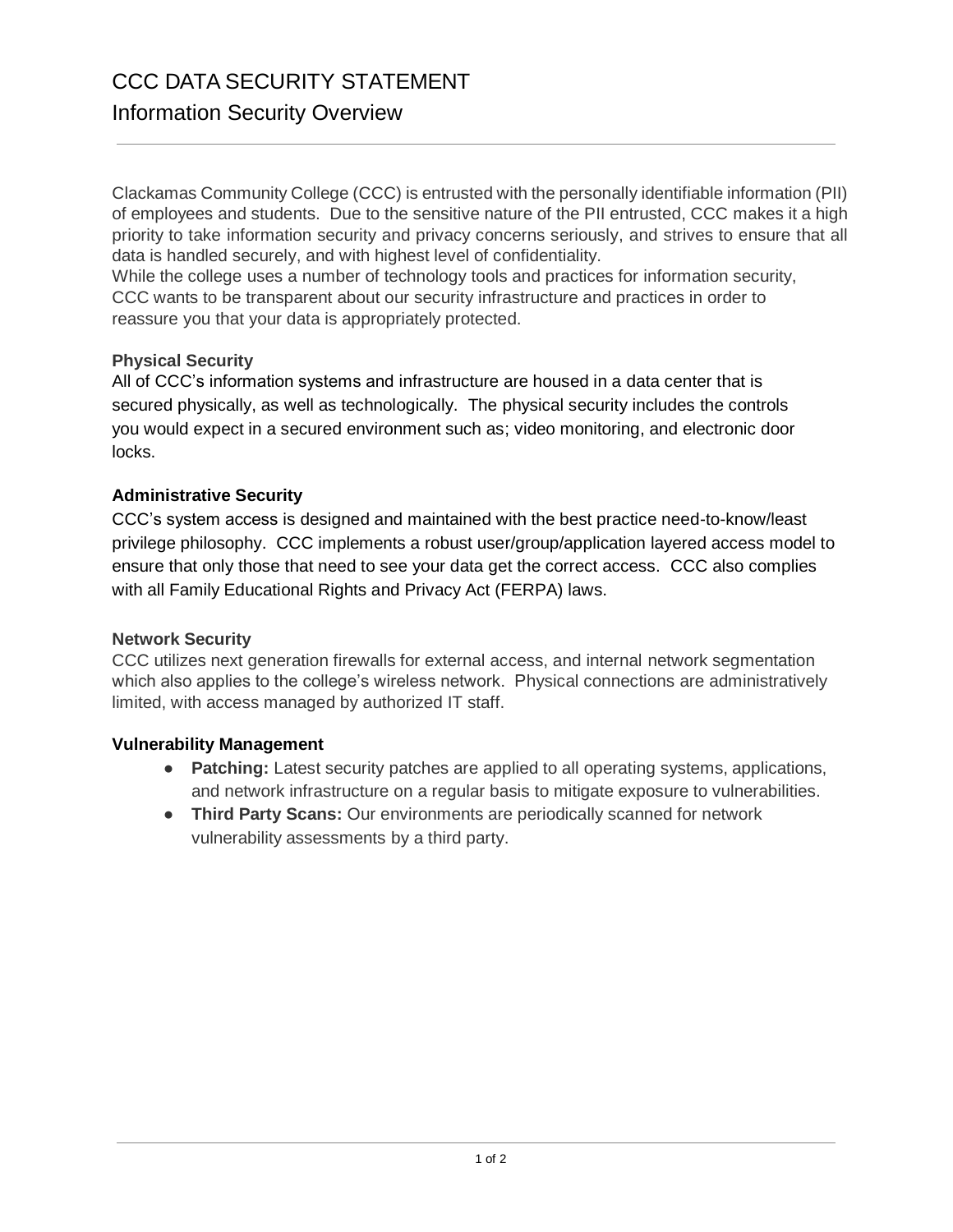# CCC DATA SECURITY STATEMENT

## Information Security Overview

Clackamas Community College (CCC) is entrusted with the personally identifiable information (PII) of employees and students. Due to the sensitive nature of the PII entrusted, CCC makes it a high priority to take information security and privacy concerns seriously, and strives to ensure that all data is handled securely, and with highest level of confidentiality.
While the college uses a number of technology tools and practices for information security, CCC wants to be transparent about our security infrastructure and practices in order to reassure you that your data is appropriately protected.

### Physical Security

All of CCC's information systems and infrastructure are housed in a data center that is secured physically, as well as technologically. The physical security includes the controls you would expect in a secured environment such as; video monitoring, and electronic door locks.

### Administrative Security

CCC's system access is designed and maintained with the best practice need-to-know/least privilege philosophy. CCC implements a robust user/group/application layered access model to ensure that only those that need to see your data get the correct access. CCC also complies with all Family Educational Rights and Privacy Act (FERPA) laws.

### Network Security

CCC utilizes next generation firewalls for external access, and internal network segmentation which also applies to the college's wireless network. Physical connections are administratively limited, with access managed by authorized IT staff.

### Vulnerability Management

- **Patching:** Latest security patches are applied to all operating systems, applications, and network infrastructure on a regular basis to mitigate exposure to vulnerabilities.
- **Third Party Scans:** Our environments are periodically scanned for network vulnerability assessments by a third party.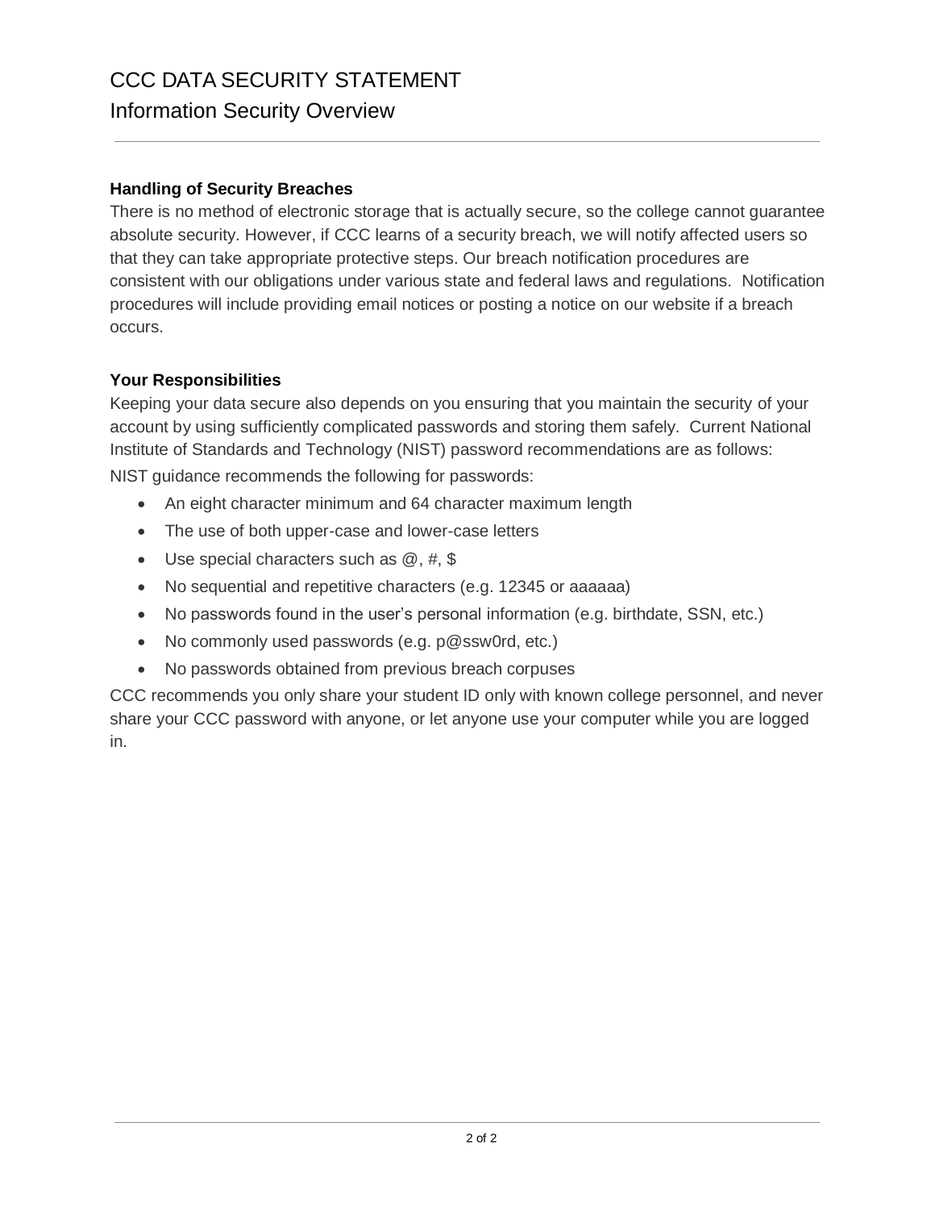# CCC DATA SECURITY STATEMENT

## Information Security Overview

### Handling of Security Breaches

There is no method of electronic storage that is actually secure, so the college cannot guarantee absolute security. However, if CCC learns of a security breach, we will notify affected users so that they can take appropriate protective steps. Our breach notification procedures are consistent with our obligations under various state and federal laws and regulations. Notification procedures will include providing email notices or posting a notice on our website if a breach occurs.

### Your Responsibilities

Keeping your data secure also depends on you ensuring that you maintain the security of your account by using sufficiently complicated passwords and storing them safely. Current National Institute of Standards and Technology (NIST) password recommendations are as follows:

NIST guidance recommends the following for passwords:

- An eight character minimum and 64 character maximum length
- The use of both upper-case and lower-case letters
- Use special characters such as @, #, $
- No sequential and repetitive characters (e.g. 12345 or aaaaaa)
- No passwords found in the user's personal information (e.g. birthdate, SSN, etc.)
- No commonly used passwords (e.g. p@ssw0rd, etc.)
- No passwords obtained from previous breach corpuses

CCC recommends you only share your student ID only with known college personnel, and never share your CCC password with anyone, or let anyone use your computer while you are logged in.